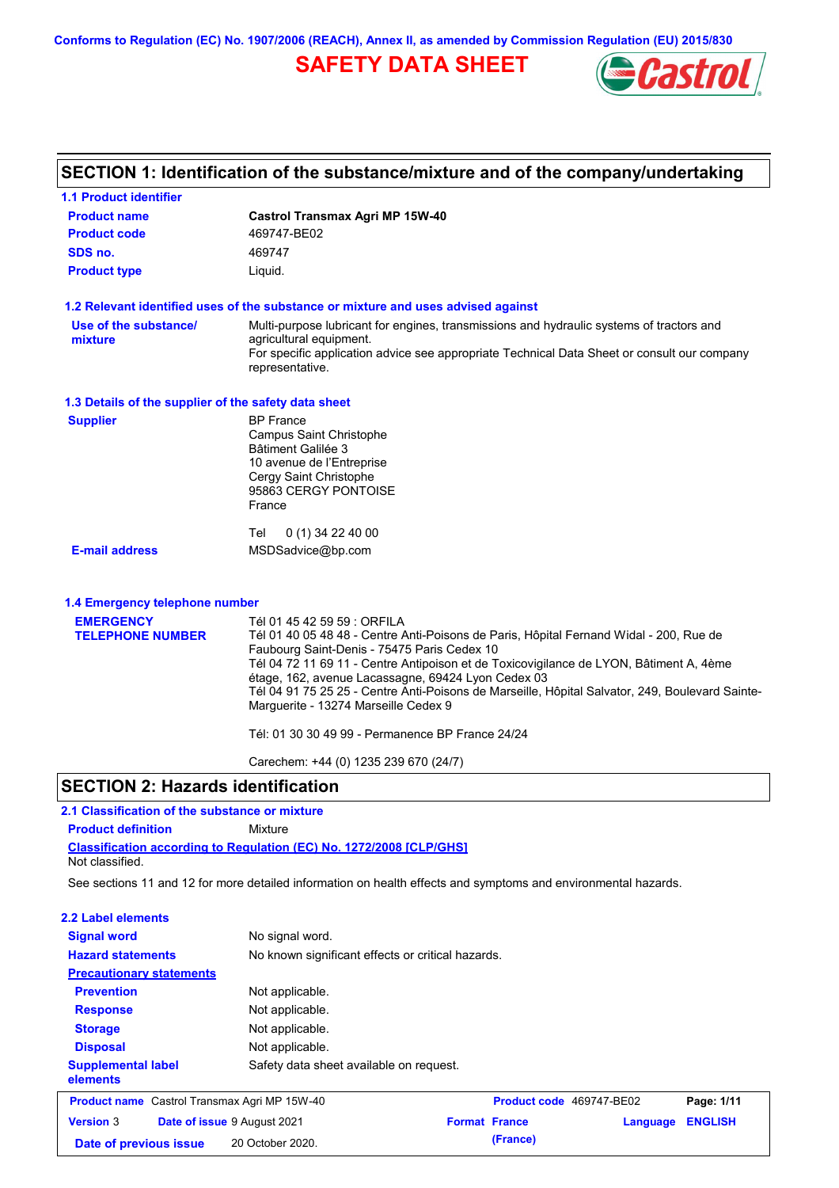Conforms to Regulation (EC) No. 1907/2006 (REACH), Annex II, as amended by Commission Regulation (EU) 2015/830

# SAFETY DATA SHEET

## SECTION 1: Identification of the substance/mixture and of the company/undertaking

### 1.1 Product identifier

| | |
|---|---|
| **Product name** | **Castrol Transmax Agri MP 15W-40** |
| **Product code** | 469747-BE02 |
| **SDS no.** | 469747 |
| **Product type** | Liquid. |

### 1.2 Relevant identified uses of the substance or mixture and uses advised against

**Use of the substance/ mixture**
Multi-purpose lubricant for engines, transmissions and hydraulic systems of tractors and agricultural equipment.
For specific application advice see appropriate Technical Data Sheet or consult our company representative.

### 1.3 Details of the supplier of the safety data sheet

**Supplier**
BP France
Campus Saint Christophe
Bâtiment Galilée 3
10 avenue de l'Entreprise
Cergy Saint Christophe
95863 CERGY PONTOISE
France

Tel 0 (1) 34 22 40 00

**E-mail address** MSDSadvice@bp.com

### 1.4 Emergency telephone number

**EMERGENCY TELEPHONE NUMBER**
Tél 01 45 42 59 59 : ORFILA
Tél 01 40 05 48 48 - Centre Anti-Poisons de Paris, Hôpital Fernand Widal - 200, Rue de Faubourg Saint-Denis - 75475 Paris Cedex 10
Tél 04 72 11 69 11 - Centre Antipoison et de Toxicovigilance de LYON, Bâtiment A, 4ème étage, 162, avenue Lacassagne, 69424 Lyon Cedex 03
Tél 04 91 75 25 25 - Centre Anti-Poisons de Marseille, Hôpital Salvator, 249, Boulevard Sainte-Marguerite - 13274 Marseille Cedex 9

Tél: 01 30 30 49 99 - Permanence BP France 24/24

Carechem: +44 (0) 1235 239 670 (24/7)

## SECTION 2: Hazards identification

### 2.1 Classification of the substance or mixture

**Product definition** Mixture

**Classification according to Regulation (EC) No. 1272/2008 [CLP/GHS]**
Not classified.

See sections 11 and 12 for more detailed information on health effects and symptoms and environmental hazards.

### 2.2 Label elements

| | |
|---|---|
| **Signal word** | No signal word. |
| **Hazard statements** | No known significant effects or critical hazards. |
| **Precautionary statements** | |
| **Prevention** | Not applicable. |
| **Response** | Not applicable. |
| **Storage** | Not applicable. |
| **Disposal** | Not applicable. |
| **Supplemental label elements** | Safety data sheet available on request. |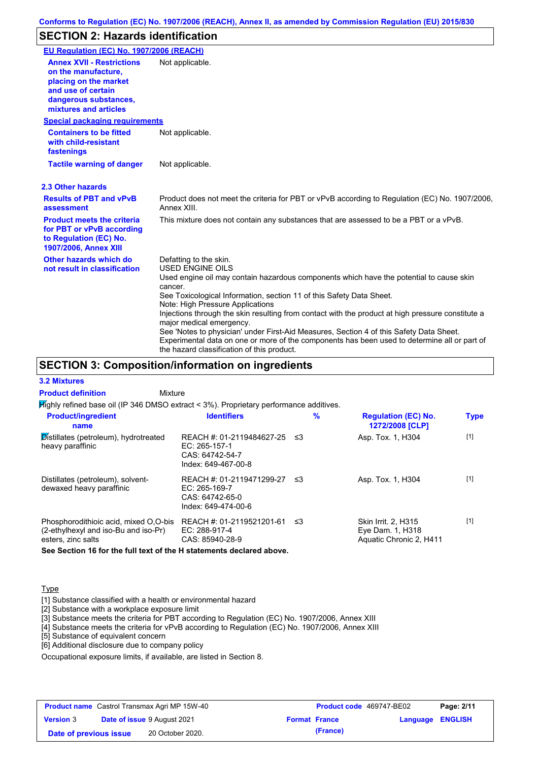## SECTION 2: Hazards identification

**EU Regulation (EC) No. 1907/2006 (REACH)**

**Annex XVII - Restrictions on the manufacture, placing on the market and use of certain dangerous substances, mixtures and articles**: Not applicable.

**Special packaging requirements**

**Containers to be fitted with child-resistant fastenings**: Not applicable.

**Tactile warning of danger**: Not applicable.

### 2.3 Other hazards

**Results of PBT and vPvB assessment**: Product does not meet the criteria for PBT or vPvB according to Regulation (EC) No. 1907/2006, Annex XIII.

**Product meets the criteria for PBT or vPvB according to Regulation (EC) No. 1907/2006, Annex XIII**: This mixture does not contain any substances that are assessed to be a PBT or a vPvB.

**Other hazards which do not result in classification**: Defatting to the skin.
USED ENGINE OILS
Used engine oil may contain hazardous components which have the potential to cause skin cancer.
See Toxicological Information, section 11 of this Safety Data Sheet.
Note: High Pressure Applications
Injections through the skin resulting from contact with the product at high pressure constitute a major medical emergency.
See 'Notes to physician' under First-Aid Measures, Section 4 of this Safety Data Sheet.
Experimental data on one or more of the components has been used to determine all or part of the hazard classification of this product.

## SECTION 3: Composition/information on ingredients

### 3.2 Mixtures

**Product definition**: Mixture

Highly refined base oil (IP 346 DMSO extract < 3%). Proprietary performance additives.

| Product/ingredient name | Identifiers | % | Regulation (EC) No. 1272/2008 [CLP] | Type |
|---|---|---|---|---|
| Distillates (petroleum), hydrotreated heavy paraffinic | REACH #: 01-2119484627-25<br>EC: 265-157-1<br>CAS: 64742-54-7<br>Index: 649-467-00-8 | ≤3 | Asp. Tox. 1, H304 | [1] |
| Distillates (petroleum), solvent-dewaxed heavy paraffinic | REACH #: 01-2119471299-27<br>EC: 265-169-7<br>CAS: 64742-65-0<br>Index: 649-474-00-6 | ≤3 | Asp. Tox. 1, H304 | [1] |
| Phosphorodithioic acid, mixed O,O-bis (2-ethylhexyl and iso-Bu and iso-Pr) esters, zinc salts | REACH #: 01-2119521201-61<br>EC: 288-917-4<br>CAS: 85940-28-9 | ≤3 | Skin Irrit. 2, H315<br>Eye Dam. 1, H318<br>Aquatic Chronic 2, H411 | [1] |

**See Section 16 for the full text of the H statements declared above.**

Type

[1] Substance classified with a health or environmental hazard
[2] Substance with a workplace exposure limit
[3] Substance meets the criteria for PBT according to Regulation (EC) No. 1907/2006, Annex XIII
[4] Substance meets the criteria for vPvB according to Regulation (EC) No. 1907/2006, Annex XIII
[5] Substance of equivalent concern
[6] Additional disclosure due to company policy

Occupational exposure limits, if available, are listed in Section 8.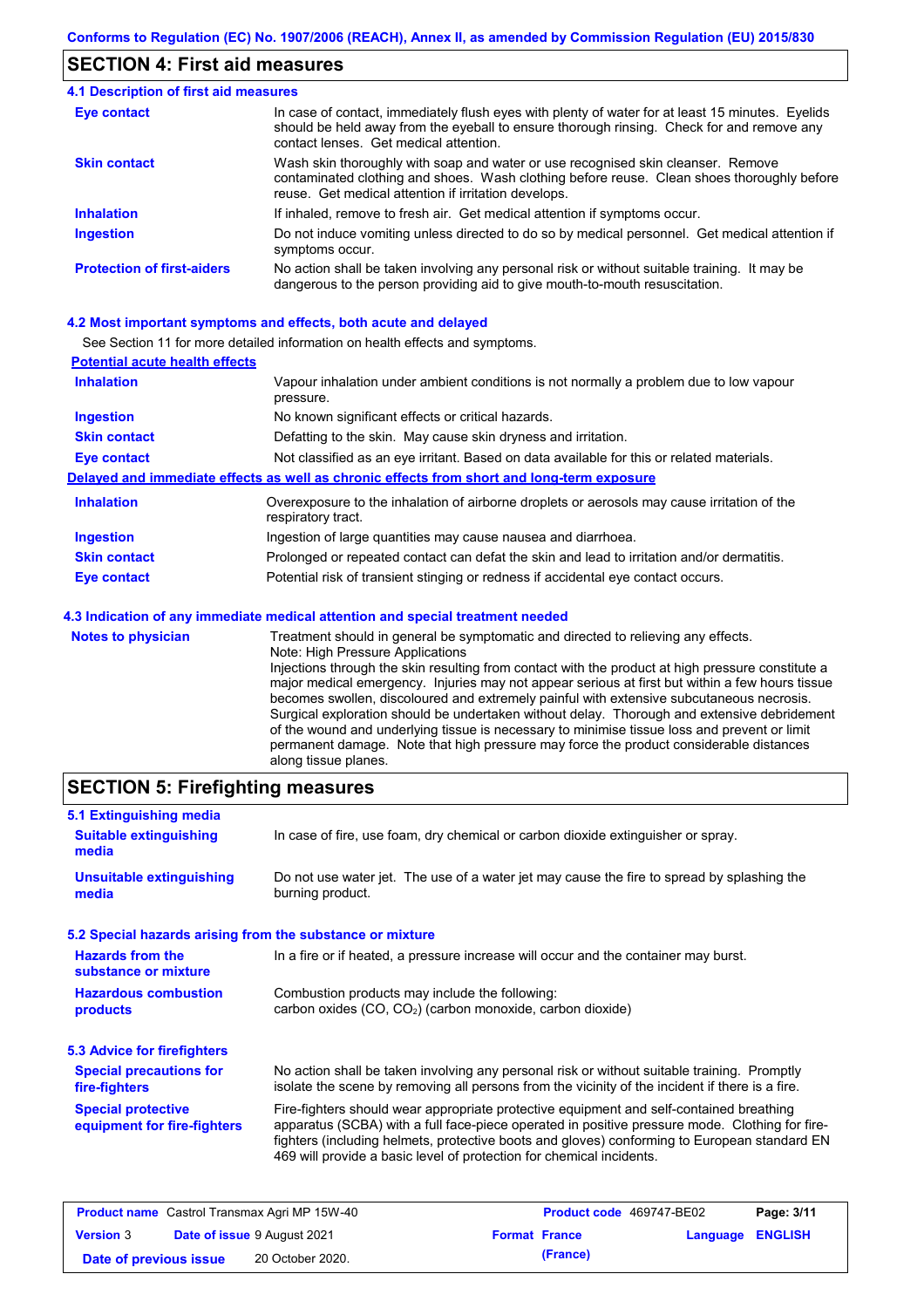## SECTION 4: First aid measures

### 4.1 Description of first aid measures

| | |
|---|---|
| **Eye contact** | In case of contact, immediately flush eyes with plenty of water for at least 15 minutes. Eyelids should be held away from the eyeball to ensure thorough rinsing. Check for and remove any contact lenses. Get medical attention. |
| **Skin contact** | Wash skin thoroughly with soap and water or use recognised skin cleanser. Remove contaminated clothing and shoes. Wash clothing before reuse. Clean shoes thoroughly before reuse. Get medical attention if irritation develops. |
| **Inhalation** | If inhaled, remove to fresh air. Get medical attention if symptoms occur. |
| **Ingestion** | Do not induce vomiting unless directed to do so by medical personnel. Get medical attention if symptoms occur. |
| **Protection of first-aiders** | No action shall be taken involving any personal risk or without suitable training. It may be dangerous to the person providing aid to give mouth-to-mouth resuscitation. |

### 4.2 Most important symptoms and effects, both acute and delayed

See Section 11 for more detailed information on health effects and symptoms.

**Potential acute health effects**

| | |
|---|---|
| **Inhalation** | Vapour inhalation under ambient conditions is not normally a problem due to low vapour pressure. |
| **Ingestion** | No known significant effects or critical hazards. |
| **Skin contact** | Defatting to the skin. May cause skin dryness and irritation. |
| **Eye contact** | Not classified as an eye irritant. Based on data available for this or related materials. |

**Delayed and immediate effects as well as chronic effects from short and long-term exposure**

| | |
|---|---|
| **Inhalation** | Overexposure to the inhalation of airborne droplets or aerosols may cause irritation of the respiratory tract. |
| **Ingestion** | Ingestion of large quantities may cause nausea and diarrhoea. |
| **Skin contact** | Prolonged or repeated contact can defat the skin and lead to irritation and/or dermatitis. |
| **Eye contact** | Potential risk of transient stinging or redness if accidental eye contact occurs. |

### 4.3 Indication of any immediate medical attention and special treatment needed

| | |
|---|---|
| **Notes to physician** | Treatment should in general be symptomatic and directed to relieving any effects. Note: High Pressure Applications Injections through the skin resulting from contact with the product at high pressure constitute a major medical emergency. Injuries may not appear serious at first but within a few hours tissue becomes swollen, discoloured and extremely painful with extensive subcutaneous necrosis. Surgical exploration should be undertaken without delay. Thorough and extensive debridement of the wound and underlying tissue is necessary to minimise tissue loss and prevent or limit permanent damage. Note that high pressure may force the product considerable distances along tissue planes. |

## SECTION 5: Firefighting measures

### 5.1 Extinguishing media

| | |
|---|---|
| **Suitable extinguishing media** | In case of fire, use foam, dry chemical or carbon dioxide extinguisher or spray. |
| **Unsuitable extinguishing media** | Do not use water jet. The use of a water jet may cause the fire to spread by splashing the burning product. |

### 5.2 Special hazards arising from the substance or mixture

| | |
|---|---|
| **Hazards from the substance or mixture** | In a fire or if heated, a pressure increase will occur and the container may burst. |
| **Hazardous combustion products** | Combustion products may include the following: carbon oxides (CO, $CO_2$) (carbon monoxide, carbon dioxide) |

### 5.3 Advice for firefighters

| | |
|---|---|
| **Special precautions for fire-fighters** | No action shall be taken involving any personal risk or without suitable training. Promptly isolate the scene by removing all persons from the vicinity of the incident if there is a fire. |
| **Special protective equipment for fire-fighters** | Fire-fighters should wear appropriate protective equipment and self-contained breathing apparatus (SCBA) with a full face-piece operated in positive pressure mode. Clothing for fire-fighters (including helmets, protective boots and gloves) conforming to European standard EN 469 will provide a basic level of protection for chemical incidents. |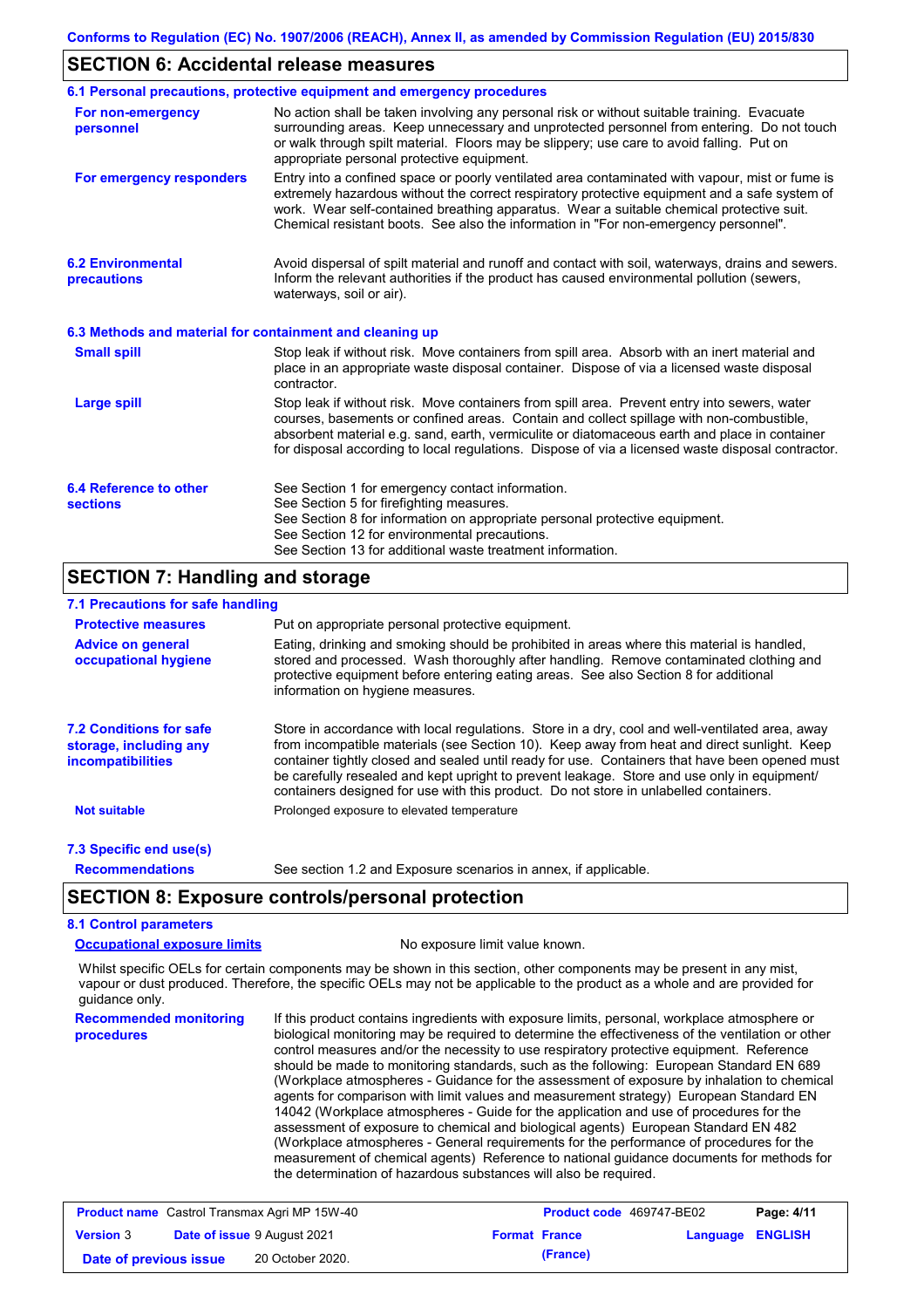## SECTION 6: Accidental release measures

### 6.1 Personal precautions, protective equipment and emergency procedures

**For non-emergency personnel**

No action shall be taken involving any personal risk or without suitable training. Evacuate surrounding areas. Keep unnecessary and unprotected personnel from entering. Do not touch or walk through spilt material. Floors may be slippery; use care to avoid falling. Put on appropriate personal protective equipment.

**For emergency responders**

Entry into a confined space or poorly ventilated area contaminated with vapour, mist or fume is extremely hazardous without the correct respiratory protective equipment and a safe system of work. Wear self-contained breathing apparatus. Wear a suitable chemical protective suit. Chemical resistant boots. See also the information in "For non-emergency personnel".

### 6.2 Environmental precautions

Avoid dispersal of spilt material and runoff and contact with soil, waterways, drains and sewers. Inform the relevant authorities if the product has caused environmental pollution (sewers, waterways, soil or air).

### 6.3 Methods and material for containment and cleaning up

**Small spill**

Stop leak if without risk. Move containers from spill area. Absorb with an inert material and place in an appropriate waste disposal container. Dispose of via a licensed waste disposal contractor.

**Large spill**

Stop leak if without risk. Move containers from spill area. Prevent entry into sewers, water courses, basements or confined areas. Contain and collect spillage with non-combustible, absorbent material e.g. sand, earth, vermiculite or diatomaceous earth and place in container for disposal according to local regulations. Dispose of via a licensed waste disposal contractor.

### 6.4 Reference to other sections

See Section 1 for emergency contact information.
See Section 5 for firefighting measures.
See Section 8 for information on appropriate personal protective equipment.
See Section 12 for environmental precautions.
See Section 13 for additional waste treatment information.

## SECTION 7: Handling and storage

### 7.1 Precautions for safe handling

**Protective measures**

Put on appropriate personal protective equipment.

**Advice on general occupational hygiene**

Eating, drinking and smoking should be prohibited in areas where this material is handled, stored and processed. Wash thoroughly after handling. Remove contaminated clothing and protective equipment before entering eating areas. See also Section 8 for additional information on hygiene measures.

### 7.2 Conditions for safe storage, including any incompatibilities

Store in accordance with local regulations. Store in a dry, cool and well-ventilated area, away from incompatible materials (see Section 10). Keep away from heat and direct sunlight. Keep container tightly closed and sealed until ready for use. Containers that have been opened must be carefully resealed and kept upright to prevent leakage. Store and use only in equipment/ containers designed for use with this product. Do not store in unlabelled containers.

**Not suitable**

Prolonged exposure to elevated temperature

### 7.3 Specific end use(s)

**Recommendations**

See section 1.2 and Exposure scenarios in annex, if applicable.

## SECTION 8: Exposure controls/personal protection

### 8.1 Control parameters

**Occupational exposure limits**

No exposure limit value known.

Whilst specific OELs for certain components may be shown in this section, other components may be present in any mist, vapour or dust produced. Therefore, the specific OELs may not be applicable to the product as a whole and are provided for guidance only.

**Recommended monitoring procedures**

If this product contains ingredients with exposure limits, personal, workplace atmosphere or biological monitoring may be required to determine the effectiveness of the ventilation or other control measures and/or the necessity to use respiratory protective equipment. Reference should be made to monitoring standards, such as the following: European Standard EN 689 (Workplace atmospheres - Guidance for the assessment of exposure by inhalation to chemical agents for comparison with limit values and measurement strategy) European Standard EN 14042 (Workplace atmospheres - Guide for the application and use of procedures for the assessment of exposure to chemical and biological agents) European Standard EN 482 (Workplace atmospheres - General requirements for the performance of procedures for the measurement of chemical agents) Reference to national guidance documents for methods for the determination of hazardous substances will also be required.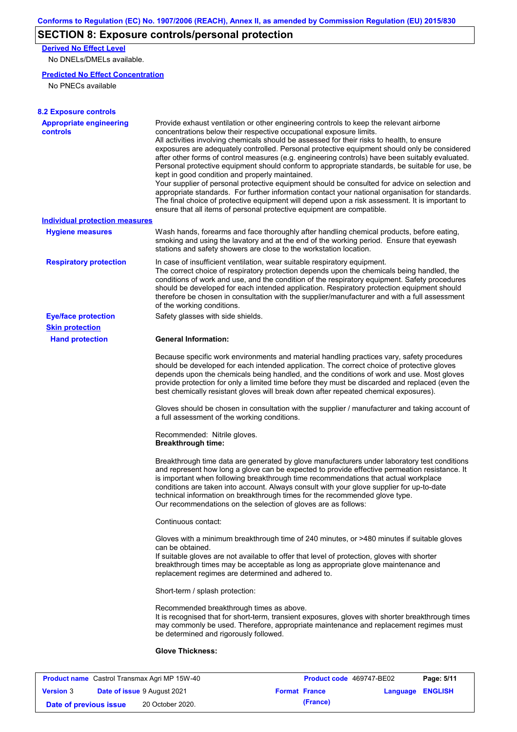## SECTION 8: Exposure controls/personal protection

**Derived No Effect Level**

No DNELs/DMELs available.

**Predicted No Effect Concentration**

No PNECs available

### 8.2 Exposure controls

**Appropriate engineering controls**

Provide exhaust ventilation or other engineering controls to keep the relevant airborne concentrations below their respective occupational exposure limits.
All activities involving chemicals should be assessed for their risks to health, to ensure exposures are adequately controlled. Personal protective equipment should only be considered after other forms of control measures (e.g. engineering controls) have been suitably evaluated. Personal protective equipment should conform to appropriate standards, be suitable for use, be kept in good condition and properly maintained.
Your supplier of personal protective equipment should be consulted for advice on selection and appropriate standards. For further information contact your national organisation for standards. The final choice of protective equipment will depend upon a risk assessment. It is important to ensure that all items of personal protective equipment are compatible.

**Individual protection measures**

**Hygiene measures**

Wash hands, forearms and face thoroughly after handling chemical products, before eating, smoking and using the lavatory and at the end of the working period. Ensure that eyewash stations and safety showers are close to the workstation location.

**Respiratory protection**

In case of insufficient ventilation, wear suitable respiratory equipment.
The correct choice of respiratory protection depends upon the chemicals being handled, the conditions of work and use, and the condition of the respiratory equipment. Safety procedures should be developed for each intended application. Respiratory protection equipment should therefore be chosen in consultation with the supplier/manufacturer and with a full assessment of the working conditions.

**Eye/face protection**

Safety glasses with side shields.

**Skin protection**

**Hand protection**

**General Information:**

Because specific work environments and material handling practices vary, safety procedures should be developed for each intended application. The correct choice of protective gloves depends upon the chemicals being handled, and the conditions of work and use. Most gloves provide protection for only a limited time before they must be discarded and replaced (even the best chemically resistant gloves will break down after repeated chemical exposures).

Gloves should be chosen in consultation with the supplier / manufacturer and taking account of a full assessment of the working conditions.

Recommended: Nitrile gloves.

**Breakthrough time:**

Breakthrough time data are generated by glove manufacturers under laboratory test conditions and represent how long a glove can be expected to provide effective permeation resistance. It is important when following breakthrough time recommendations that actual workplace conditions are taken into account. Always consult with your glove supplier for up-to-date technical information on breakthrough times for the recommended glove type.
Our recommendations on the selection of gloves are as follows:

Continuous contact:

Gloves with a minimum breakthrough time of 240 minutes, or >480 minutes if suitable gloves can be obtained.
If suitable gloves are not available to offer that level of protection, gloves with shorter breakthrough times may be acceptable as long as appropriate glove maintenance and replacement regimes are determined and adhered to.

Short-term / splash protection:

Recommended breakthrough times as above.
It is recognised that for short-term, transient exposures, gloves with shorter breakthrough times may commonly be used. Therefore, appropriate maintenance and replacement regimes must be determined and rigorously followed.

**Glove Thickness:**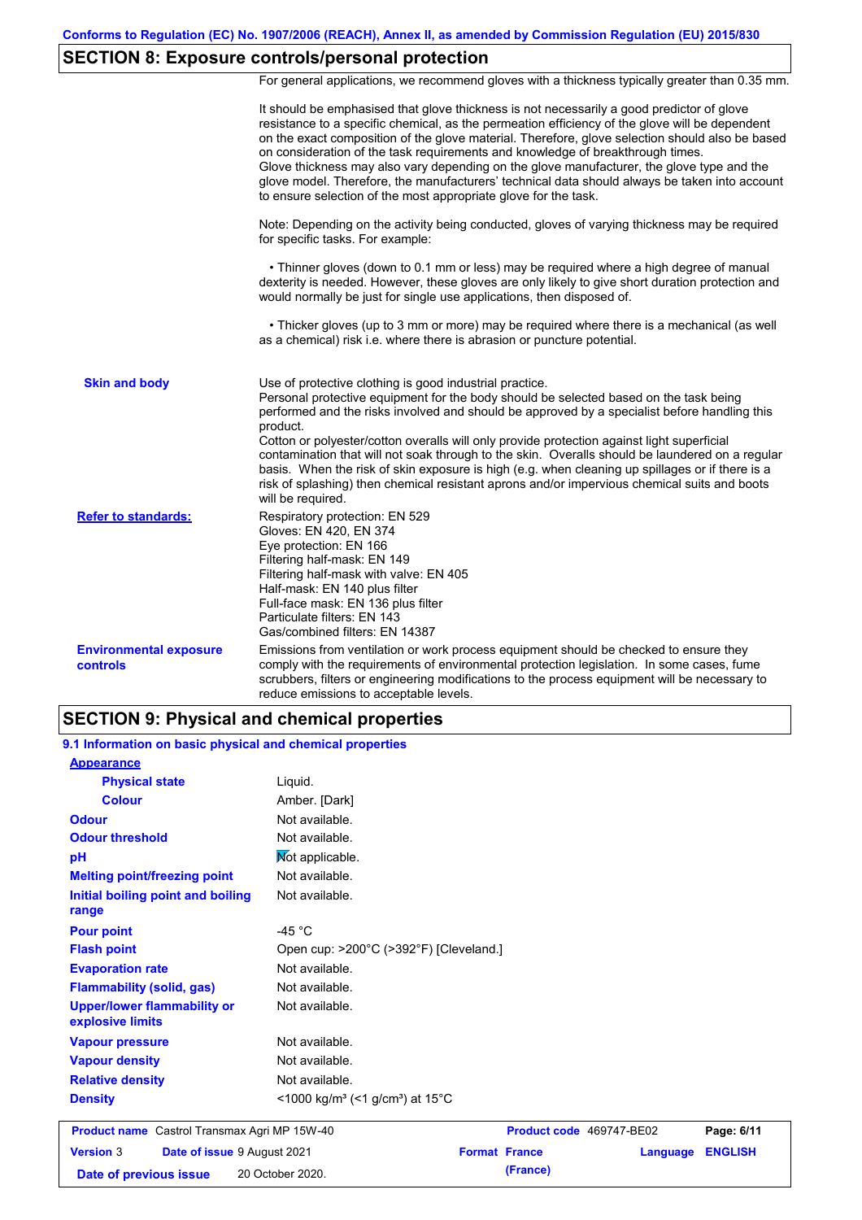## SECTION 8: Exposure controls/personal protection

For general applications, we recommend gloves with a thickness typically greater than 0.35 mm.

It should be emphasised that glove thickness is not necessarily a good predictor of glove resistance to a specific chemical, as the permeation efficiency of the glove will be dependent on the exact composition of the glove material. Therefore, glove selection should also be based on consideration of the task requirements and knowledge of breakthrough times.
Glove thickness may also vary depending on the glove manufacturer, the glove type and the glove model. Therefore, the manufacturers' technical data should always be taken into account to ensure selection of the most appropriate glove for the task.

Note: Depending on the activity being conducted, gloves of varying thickness may be required for specific tasks. For example:

• Thinner gloves (down to 0.1 mm or less) may be required where a high degree of manual dexterity is needed. However, these gloves are only likely to give short duration protection and would normally be just for single use applications, then disposed of.

• Thicker gloves (up to 3 mm or more) may be required where there is a mechanical (as well as a chemical) risk i.e. where there is abrasion or puncture potential.

**Skin and body**

Use of protective clothing is good industrial practice.
Personal protective equipment for the body should be selected based on the task being performed and the risks involved and should be approved by a specialist before handling this product.
Cotton or polyester/cotton overalls will only provide protection against light superficial contamination that will not soak through to the skin. Overalls should be laundered on a regular basis. When the risk of skin exposure is high (e.g. when cleaning up spillages or if there is a risk of splashing) then chemical resistant aprons and/or impervious chemical suits and boots will be required.

**Refer to standards:**

Respiratory protection: EN 529
Gloves: EN 420, EN 374
Eye protection: EN 166
Filtering half-mask: EN 149
Filtering half-mask with valve: EN 405
Half-mask: EN 140 plus filter
Full-face mask: EN 136 plus filter
Particulate filters: EN 143
Gas/combined filters: EN 14387

**Environmental exposure controls**

Emissions from ventilation or work process equipment should be checked to ensure they comply with the requirements of environmental protection legislation. In some cases, fume scrubbers, filters or engineering modifications to the process equipment will be necessary to reduce emissions to acceptable levels.

## SECTION 9: Physical and chemical properties

### 9.1 Information on basic physical and chemical properties

| Property | Value |
|---|---|
| **Appearance** | |
| Physical state | Liquid. |
| Colour | Amber. [Dark] |
| Odour | Not available. |
| Odour threshold | Not available. |
| pH | Not applicable. |
| Melting point/freezing point | Not available. |
| Initial boiling point and boiling range | Not available. |
| Pour point | -45 °C |
| Flash point | Open cup: >200°C (>392°F) [Cleveland.] |
| Evaporation rate | Not available. |
| Flammability (solid, gas) | Not available. |
| Upper/lower flammability or explosive limits | Not available. |
| Vapour pressure | Not available. |
| Vapour density | Not available. |
| Relative density | Not available. |
| Density | <1000 kg/m³ (<1 g/cm³) at 15°C |

| Product name | Castrol Transmax Agri MP 15W-40 | Product code | 469747-BE02 |
|---|---|---|---|
| Version | 3 | Date of issue | 9 August 2021 |
| Format | France (France) | Language | ENGLISH |
| Date of previous issue | 20 October 2020. | | |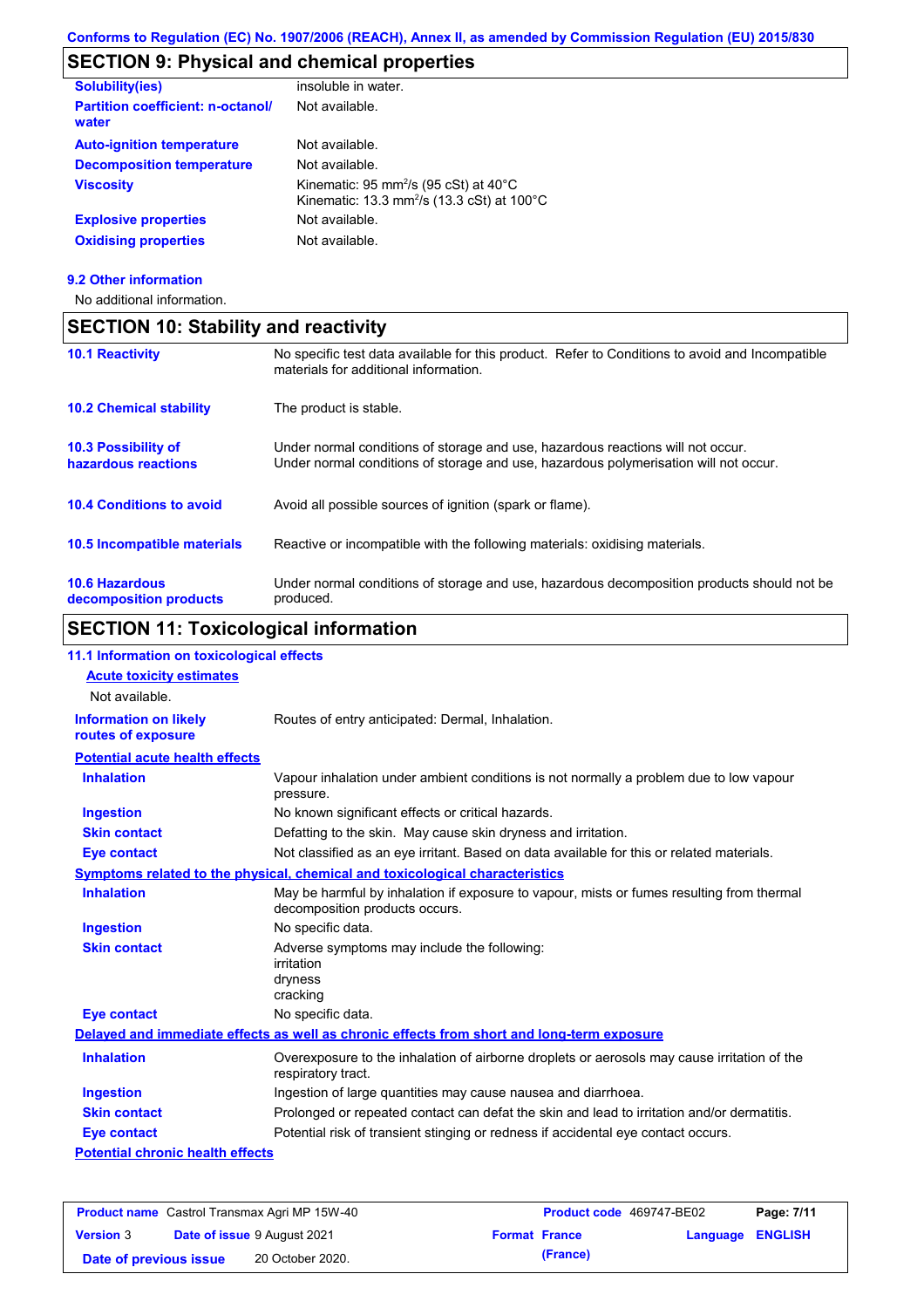## SECTION 9: Physical and chemical properties

| | |
|---|---|
| **Solubility(ies)** | insoluble in water. |
| **Partition coefficient: n-octanol/ water** | Not available. |
| **Auto-ignition temperature** | Not available. |
| **Decomposition temperature** | Not available. |
| **Viscosity** | Kinematic: 95 $mm^2/s$ (95 cSt) at 40°C<br>Kinematic: 13.3 $mm^2/s$ (13.3 cSt) at 100°C |
| **Explosive properties** | Not available. |
| **Oxidising properties** | Not available. |

### 9.2 Other information

No additional information.

## SECTION 10: Stability and reactivity

| | |
|---|---|
| **10.1 Reactivity** | No specific test data available for this product. Refer to Conditions to avoid and Incompatible materials for additional information. |
| **10.2 Chemical stability** | The product is stable. |
| **10.3 Possibility of hazardous reactions** | Under normal conditions of storage and use, hazardous reactions will not occur.<br>Under normal conditions of storage and use, hazardous polymerisation will not occur. |
| **10.4 Conditions to avoid** | Avoid all possible sources of ignition (spark or flame). |
| **10.5 Incompatible materials** | Reactive or incompatible with the following materials: oxidising materials. |
| **10.6 Hazardous decomposition products** | Under normal conditions of storage and use, hazardous decomposition products should not be produced. |

## SECTION 11: Toxicological information

### 11.1 Information on toxicological effects

**Acute toxicity estimates**

Not available.

| | |
|---|---|
| **Information on likely routes of exposure** | Routes of entry anticipated: Dermal, Inhalation. |

**Potential acute health effects**

| | |
|---|---|
| **Inhalation** | Vapour inhalation under ambient conditions is not normally a problem due to low vapour pressure. |
| **Ingestion** | No known significant effects or critical hazards. |
| **Skin contact** | Defatting to the skin. May cause skin dryness and irritation. |
| **Eye contact** | Not classified as an eye irritant. Based on data available for this or related materials. |

**Symptoms related to the physical, chemical and toxicological characteristics**

| | |
|---|---|
| **Inhalation** | May be harmful by inhalation if exposure to vapour, mists or fumes resulting from thermal decomposition products occurs. |
| **Ingestion** | No specific data. |
| **Skin contact** | Adverse symptoms may include the following:<br>irritation<br>dryness<br>cracking |
| **Eye contact** | No specific data. |

**Delayed and immediate effects as well as chronic effects from short and long-term exposure**

| | |
|---|---|
| **Inhalation** | Overexposure to the inhalation of airborne droplets or aerosols may cause irritation of the respiratory tract. |
| **Ingestion** | Ingestion of large quantities may cause nausea and diarrhoea. |
| **Skin contact** | Prolonged or repeated contact can defat the skin and lead to irritation and/or dermatitis. |
| **Eye contact** | Potential risk of transient stinging or redness if accidental eye contact occurs. |

**Potential chronic health effects**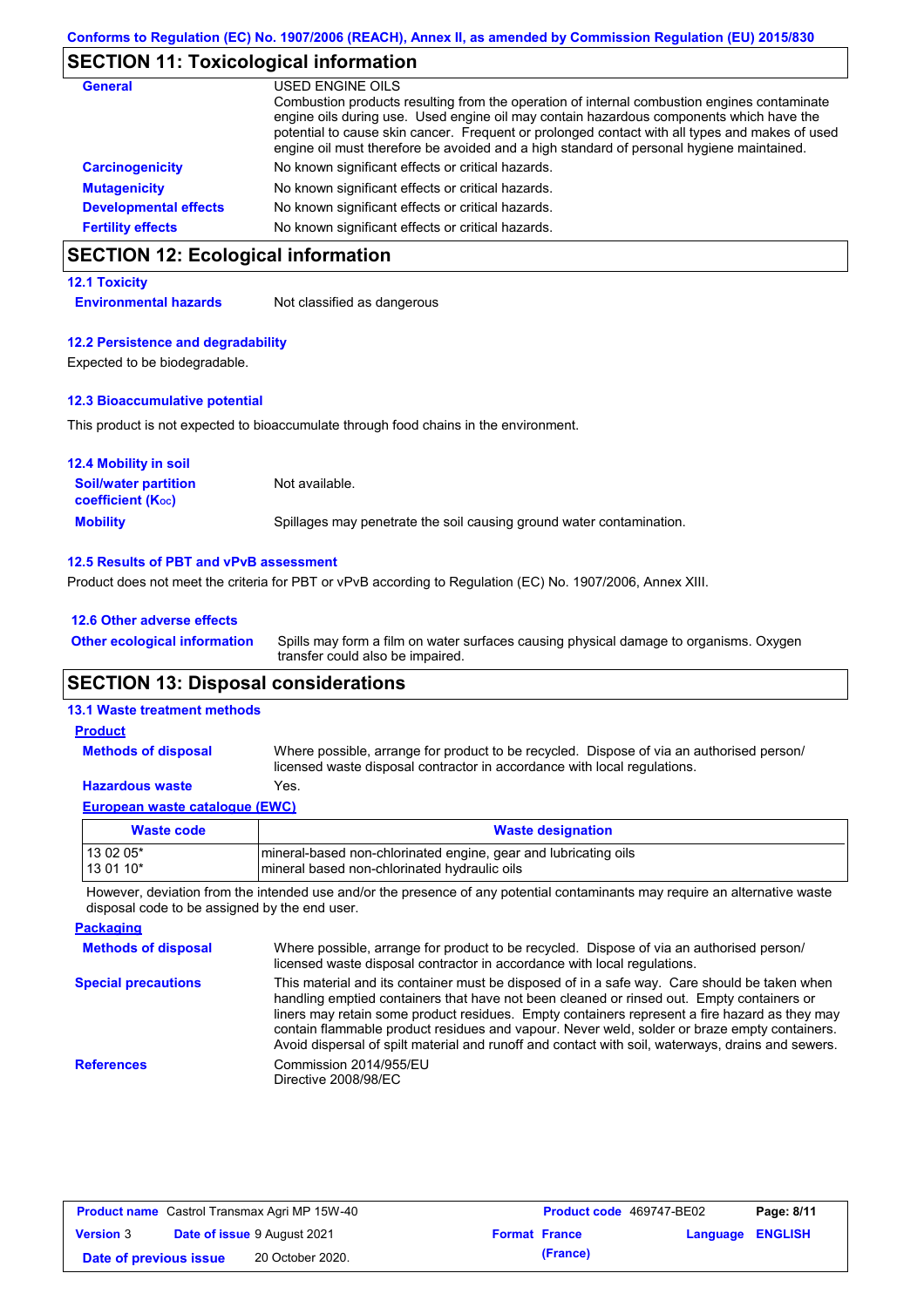## SECTION 11: Toxicological information

**General**

USED ENGINE OILS
Combustion products resulting from the operation of internal combustion engines contaminate engine oils during use. Used engine oil may contain hazardous components which have the potential to cause skin cancer. Frequent or prolonged contact with all types and makes of used engine oil must therefore be avoided and a high standard of personal hygiene maintained.

**Carcinogenicity**: No known significant effects or critical hazards.

**Mutagenicity**: No known significant effects or critical hazards.

**Developmental effects**: No known significant effects or critical hazards.

**Fertility effects**: No known significant effects or critical hazards.

## SECTION 12: Ecological information

### 12.1 Toxicity

**Environmental hazards**: Not classified as dangerous

### 12.2 Persistence and degradability

Expected to be biodegradable.

### 12.3 Bioaccumulative potential

This product is not expected to bioaccumulate through food chains in the environment.

### 12.4 Mobility in soil

**Soil/water partition coefficient ($K_{OC}$)**: Not available.

**Mobility**: Spillages may penetrate the soil causing ground water contamination.

### 12.5 Results of PBT and vPvB assessment

Product does not meet the criteria for PBT or vPvB according to Regulation (EC) No. 1907/2006, Annex XIII.

### 12.6 Other adverse effects

**Other ecological information**: Spills may form a film on water surfaces causing physical damage to organisms. Oxygen transfer could also be impaired.

## SECTION 13: Disposal considerations

### 13.1 Waste treatment methods

**Product**

**Methods of disposal**: Where possible, arrange for product to be recycled. Dispose of via an authorised person/ licensed waste disposal contractor in accordance with local regulations.

**Hazardous waste**: Yes.

**European waste catalogue (EWC)**

| Waste code | Waste designation |
|---|---|
| 13 02 05* | mineral-based non-chlorinated engine, gear and lubricating oils |
| 13 01 10* | mineral based non-chlorinated hydraulic oils |

However, deviation from the intended use and/or the presence of any potential contaminants may require an alternative waste disposal code to be assigned by the end user.

**Packaging**

**Methods of disposal**: Where possible, arrange for product to be recycled. Dispose of via an authorised person/ licensed waste disposal contractor in accordance with local regulations.

**Special precautions**: This material and its container must be disposed of in a safe way. Care should be taken when handling emptied containers that have not been cleaned or rinsed out. Empty containers or liners may retain some product residues. Empty containers represent a fire hazard as they may contain flammable product residues and vapour. Never weld, solder or braze empty containers. Avoid dispersal of spilt material and runoff and contact with soil, waterways, drains and sewers.

**References**: Commission 2014/955/EU
Directive 2008/98/EC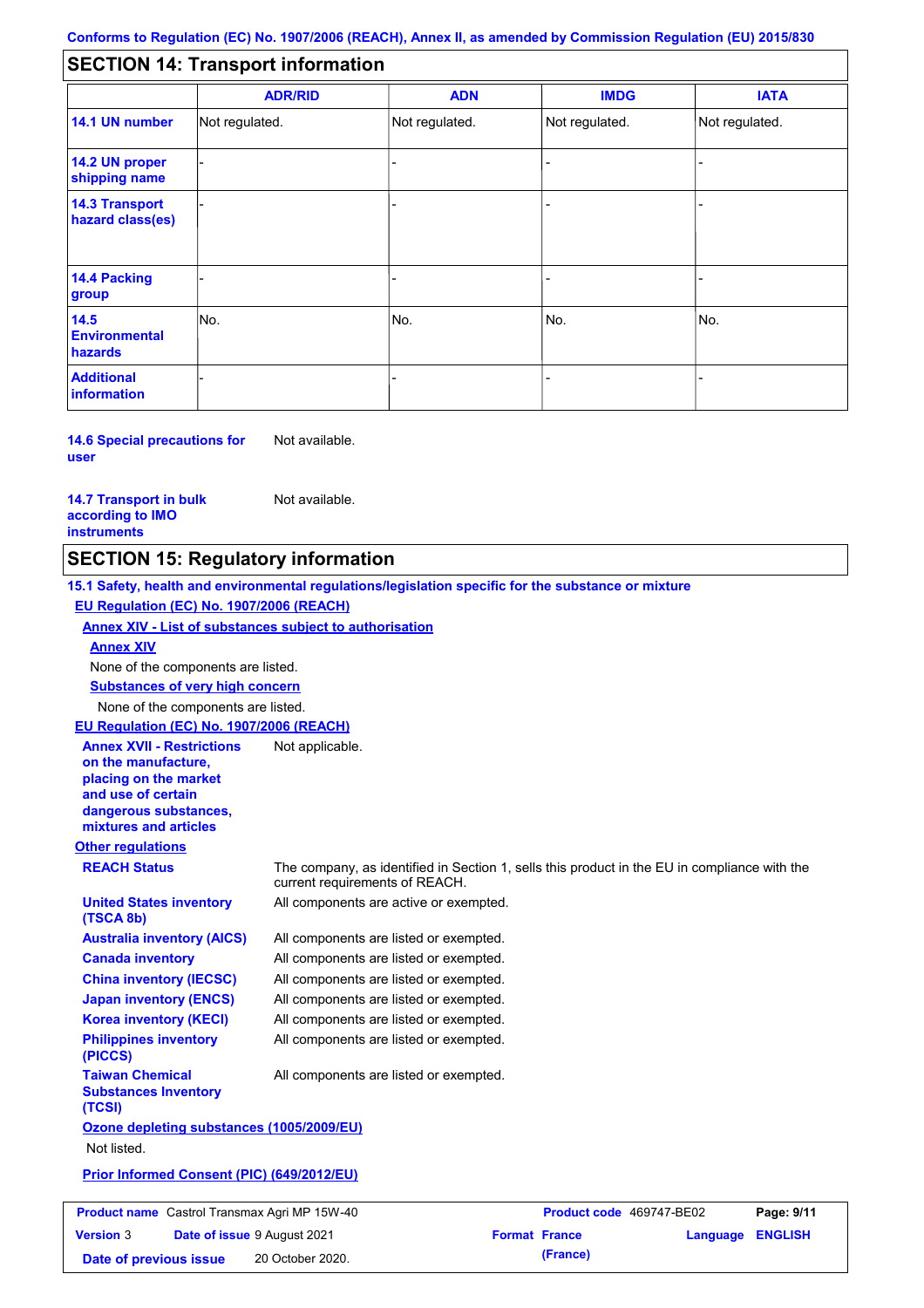## SECTION 14: Transport information

| | ADR/RID | ADN | IMDG | IATA |
|---|---|---|---|---|
| **14.1 UN number** | Not regulated. | Not regulated. | Not regulated. | Not regulated. |
| **14.2 UN proper shipping name** | - | - | - | - |
| **14.3 Transport hazard class(es)** | - | - | - | - |
| **14.4 Packing group** | - | - | - | - |
| **14.5 Environmental hazards** | No. | No. | No. | No. |
| **Additional information** | - | - | - | - |

**14.6 Special precautions for user** Not available.

**14.7 Transport in bulk according to IMO instruments** Not available.

## SECTION 15: Regulatory information

**15.1 Safety, health and environmental regulations/legislation specific for the substance or mixture**

**EU Regulation (EC) No. 1907/2006 (REACH)**

**Annex XIV - List of substances subject to authorisation**

**Annex XIV**

None of the components are listed.

**Substances of very high concern**

None of the components are listed.

**EU Regulation (EC) No. 1907/2006 (REACH)**

**Annex XVII - Restrictions on the manufacture, placing on the market and use of certain dangerous substances, mixtures and articles** Not applicable.

**Other regulations**

**REACH Status** The company, as identified in Section 1, sells this product in the EU in compliance with the current requirements of REACH.

**United States inventory (TSCA 8b)** All components are active or exempted.

**Australia inventory (AICS)** All components are listed or exempted.

**Canada inventory** All components are listed or exempted.

**China inventory (IECSC)** All components are listed or exempted.

**Japan inventory (ENCS)** All components are listed or exempted.

**Korea inventory (KECI)** All components are listed or exempted.

**Philippines inventory (PICCS)** All components are listed or exempted.

**Taiwan Chemical Substances Inventory (TCSI)** All components are listed or exempted.

**Ozone depleting substances (1005/2009/EU)**

Not listed.

**Prior Informed Consent (PIC) (649/2012/EU)**

| **Product name** Castrol Transmax Agri MP 15W-40 | **Product code** 469747-BE02 | **Page: 9/11** |
|---|---|---|
| **Version** 3 **Date of issue** 9 August 2021 | **Format** France (France) | **Language** ENGLISH |
| **Date of previous issue** 20 October 2020. | | |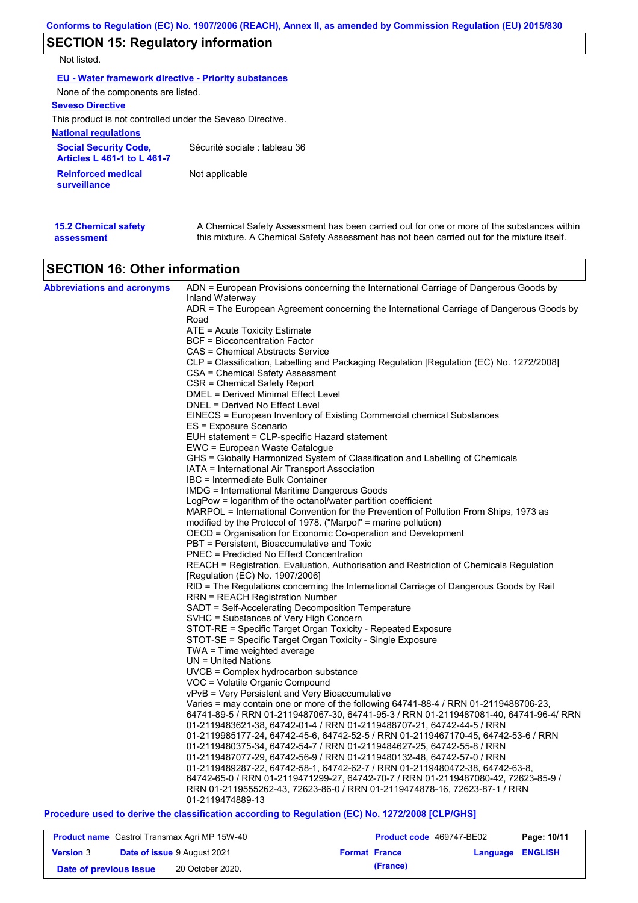## SECTION 15: Regulatory information

Not listed.

**EU - Water framework directive - Priority substances**

None of the components are listed.

**Seveso Directive**

This product is not controlled under the Seveso Directive.

**National regulations**

| | |
|---|---|
| **Social Security Code, Articles L 461-1 to L 461-7** | Sécurité sociale : tableau 36 |
| **Reinforced medical surveillance** | Not applicable |

| | |
|---|---|
| **15.2 Chemical safety assessment** | A Chemical Safety Assessment has been carried out for one or more of the substances within this mixture. A Chemical Safety Assessment has not been carried out for the mixture itself. |

## SECTION 16: Other information

**Abbreviations and acronyms**

ADN = European Provisions concerning the International Carriage of Dangerous Goods by Inland Waterway
ADR = The European Agreement concerning the International Carriage of Dangerous Goods by Road
ATE = Acute Toxicity Estimate
BCF = Bioconcentration Factor
CAS = Chemical Abstracts Service
CLP = Classification, Labelling and Packaging Regulation [Regulation (EC) No. 1272/2008]
CSA = Chemical Safety Assessment
CSR = Chemical Safety Report
DMEL = Derived Minimal Effect Level
DNEL = Derived No Effect Level
EINECS = European Inventory of Existing Commercial chemical Substances
ES = Exposure Scenario
EUH statement = CLP-specific Hazard statement
EWC = European Waste Catalogue
GHS = Globally Harmonized System of Classification and Labelling of Chemicals
IATA = International Air Transport Association
IBC = Intermediate Bulk Container
IMDG = International Maritime Dangerous Goods
LogPow = logarithm of the octanol/water partition coefficient
MARPOL = International Convention for the Prevention of Pollution From Ships, 1973 as modified by the Protocol of 1978. ("Marpol" = marine pollution)
OECD = Organisation for Economic Co-operation and Development
PBT = Persistent, Bioaccumulative and Toxic
PNEC = Predicted No Effect Concentration
REACH = Registration, Evaluation, Authorisation and Restriction of Chemicals Regulation [Regulation (EC) No. 1907/2006]
RID = The Regulations concerning the International Carriage of Dangerous Goods by Rail
RRN = REACH Registration Number
SADT = Self-Accelerating Decomposition Temperature
SVHC = Substances of Very High Concern
STOT-RE = Specific Target Organ Toxicity - Repeated Exposure
STOT-SE = Specific Target Organ Toxicity - Single Exposure
TWA = Time weighted average
UN = United Nations
UVCB = Complex hydrocarbon substance
VOC = Volatile Organic Compound
vPvB = Very Persistent and Very Bioaccumulative
Varies = may contain one or more of the following 64741-88-4 / RRN 01-2119488706-23, 64741-89-5 / RRN 01-2119487067-30, 64741-95-3 / RRN 01-2119487081-40, 64741-96-4/ RRN 01-2119483621-38, 64742-01-4 / RRN 01-2119488707-21, 64742-44-5 / RRN 01-2119985177-24, 64742-45-6, 64742-52-5 / RRN 01-2119467170-45, 64742-53-6 / RRN 01-2119480375-34, 64742-54-7 / RRN 01-2119484627-25, 64742-55-8 / RRN 01-2119487077-29, 64742-56-9 / RRN 01-2119480132-48, 64742-57-0 / RRN 01-2119489287-22, 64742-58-1, 64742-62-7 / RRN 01-2119480472-38, 64742-63-8, 64742-65-0 / RRN 01-2119471299-27, 64742-70-7 / RRN 01-2119487080-42, 72623-85-9 / RRN 01-2119555262-43, 72623-86-0 / RRN 01-2119474878-16, 72623-87-1 / RRN 01-2119474889-13

**Procedure used to derive the classification according to Regulation (EC) No. 1272/2008 [CLP/GHS]**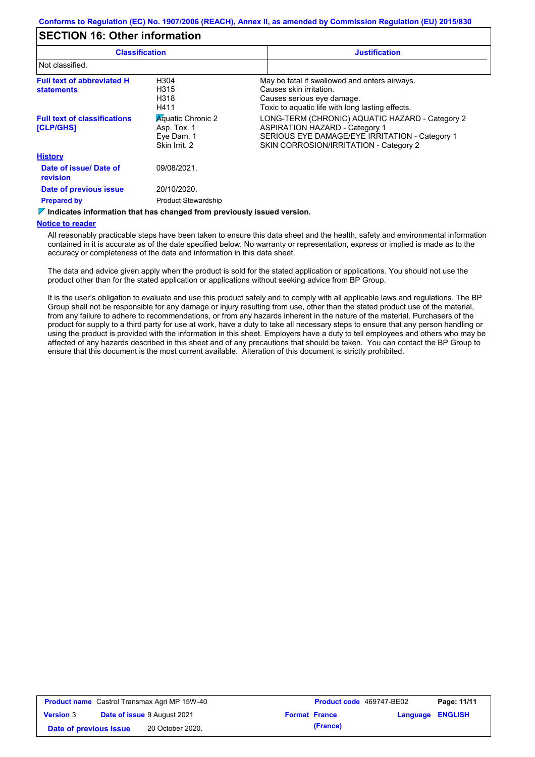Conforms to Regulation (EC) No. 1907/2006 (REACH), Annex II, as amended by Commission Regulation (EU) 2015/830

## SECTION 16: Other information

| Classification | Justification |
|---|---|
| Not classified. | |

**Full text of abbreviated H statements**

| | |
|---|---|
| H304 | May be fatal if swallowed and enters airways. |
| H315 | Causes skin irritation. |
| H318 | Causes serious eye damage. |
| H411 | Toxic to aquatic life with long lasting effects. |

**Full text of classifications [CLP/GHS]**

| | |
|---|---|
| Aquatic Chronic 2 | LONG-TERM (CHRONIC) AQUATIC HAZARD - Category 2 |
| Asp. Tox. 1 | ASPIRATION HAZARD - Category 1 |
| Eye Dam. 1 | SERIOUS EYE DAMAGE/EYE IRRITATION - Category 1 |
| Skin Irrit. 2 | SKIN CORROSION/IRRITATION - Category 2 |

**History**

**Date of issue/ Date of revision** 09/08/2021.

**Date of previous issue** 20/10/2020.

**Prepared by** Product Stewardship

**Indicates information that has changed from previously issued version.**

**Notice to reader**

All reasonably practicable steps have been taken to ensure this data sheet and the health, safety and environmental information contained in it is accurate as of the date specified below. No warranty or representation, express or implied is made as to the accuracy or completeness of the data and information in this data sheet.

The data and advice given apply when the product is sold for the stated application or applications. You should not use the product other than for the stated application or applications without seeking advice from BP Group.

It is the user's obligation to evaluate and use this product safely and to comply with all applicable laws and regulations. The BP Group shall not be responsible for any damage or injury resulting from use, other than the stated product use of the material, from any failure to adhere to recommendations, or from any hazards inherent in the nature of the material. Purchasers of the product for supply to a third party for use at work, have a duty to take all necessary steps to ensure that any person handling or using the product is provided with the information in this sheet. Employers have a duty to tell employees and others who may be affected of any hazards described in this sheet and of any precautions that should be taken. You can contact the BP Group to ensure that this document is the most current available. Alteration of this document is strictly prohibited.